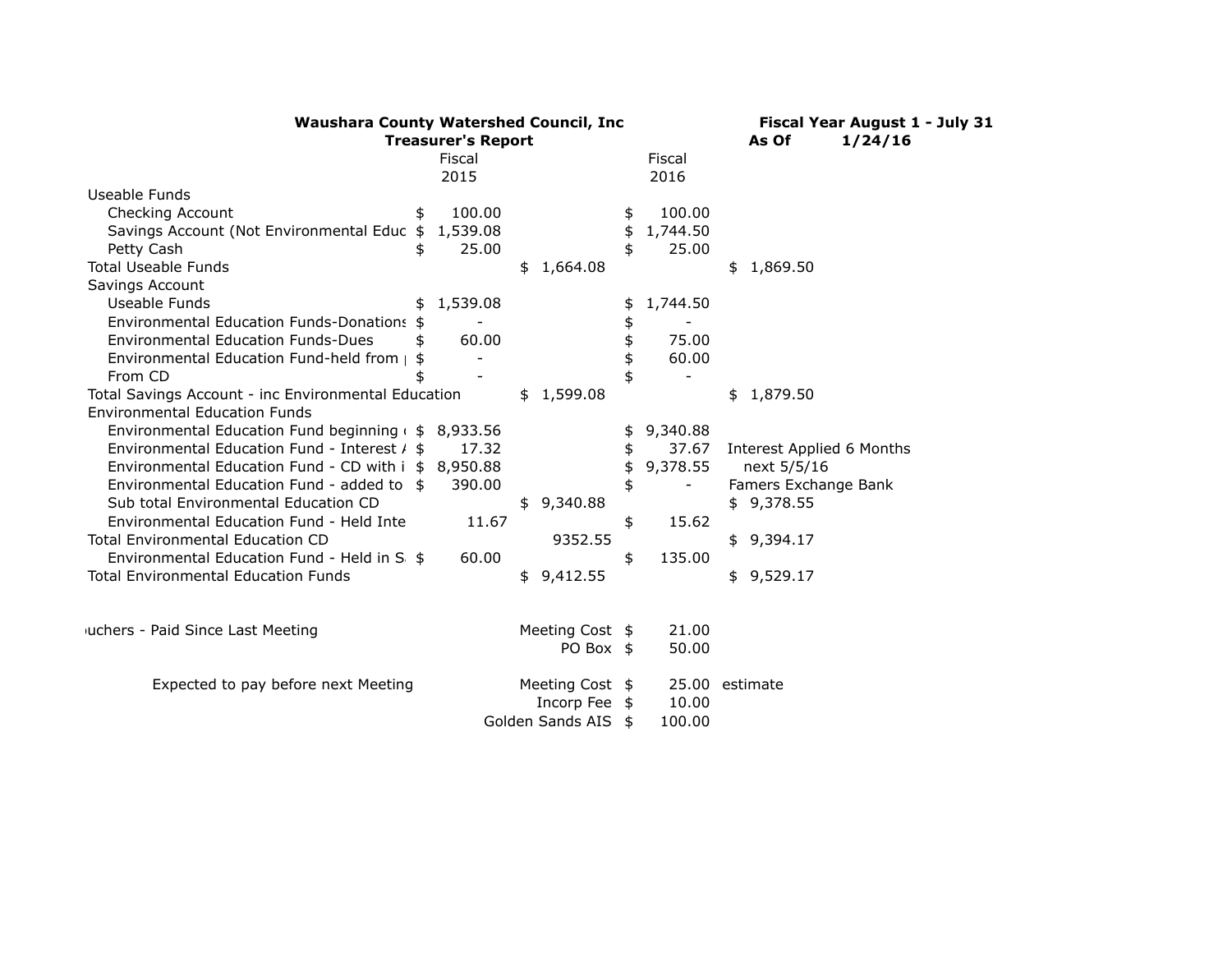**Waushara County Watershed Council, Inc**
**Treasurer's Report**

**Fiscal Year August 1 - July 31**
**As Of 1/24/16**

| | Fiscal 2015 | | Fiscal 2016 | | |
|---|---|---|---|---|---|
| Useable Funds | | | | | |
| Checking Account | $ 100.00 | | $ 100.00 | | |
| Savings Account (Not Environmental Educ | $ 1,539.08 | | $ 1,744.50 | | |
| Petty Cash | $ 25.00 | | $ 25.00 | | |
| Total Useable Funds | | $ 1,664.08 | | $ 1,869.50 | |
| Savings Account | | | | | |
| Useable Funds | $ 1,539.08 | | $ 1,744.50 | | |
| Environmental Education Funds-Donations | $ - | | $ - | | |
| Environmental Education Funds-Dues | $ 60.00 | | $ 75.00 | | |
| Environmental Education Fund-held from | $ - | | $ 60.00 | | |
| From CD | $ - | | $ - | | |
| Total Savings Account - inc Environmental Education | | $ 1,599.08 | | $ 1,879.50 | |
| Environmental Education Funds | | | | | |
| Environmental Education Fund beginning | $ 8,933.56 | | $ 9,340.88 | | |
| Environmental Education Fund - Interest | $ 17.32 | | $ 37.67 | | Interest Applied 6 Months |
| Environmental Education Fund - CD with i | $ 8,950.88 | | $ 9,378.55 | | next 5/5/16 |
| Environmental Education Fund - added to | $ 390.00 | | $ - | | Famers Exchange Bank |
| Sub total Environmental Education CD | | $ 9,340.88 | | $ 9,378.55 | |
| Environmental Education Fund - Held Inte | 11.67 | | $ 15.62 | | |
| Total Environmental Education CD | | 9352.55 | | $ 9,394.17 | |
| Environmental Education Fund - Held in S | $ 60.00 | | $ 135.00 | | |
| Total Environmental Education Funds | | $ 9,412.55 | | $ 9,529.17 | |

| | | | |
|---|---|---|---|
| uchers - Paid Since Last Meeting | Meeting Cost | $ 21.00 | |
| | PO Box | $ 50.00 | |
| Expected to pay before next Meeting | Meeting Cost | $ 25.00 | estimate |
| | Incorp Fee | $ 10.00 | |
| | Golden Sands AIS | $ 100.00 | |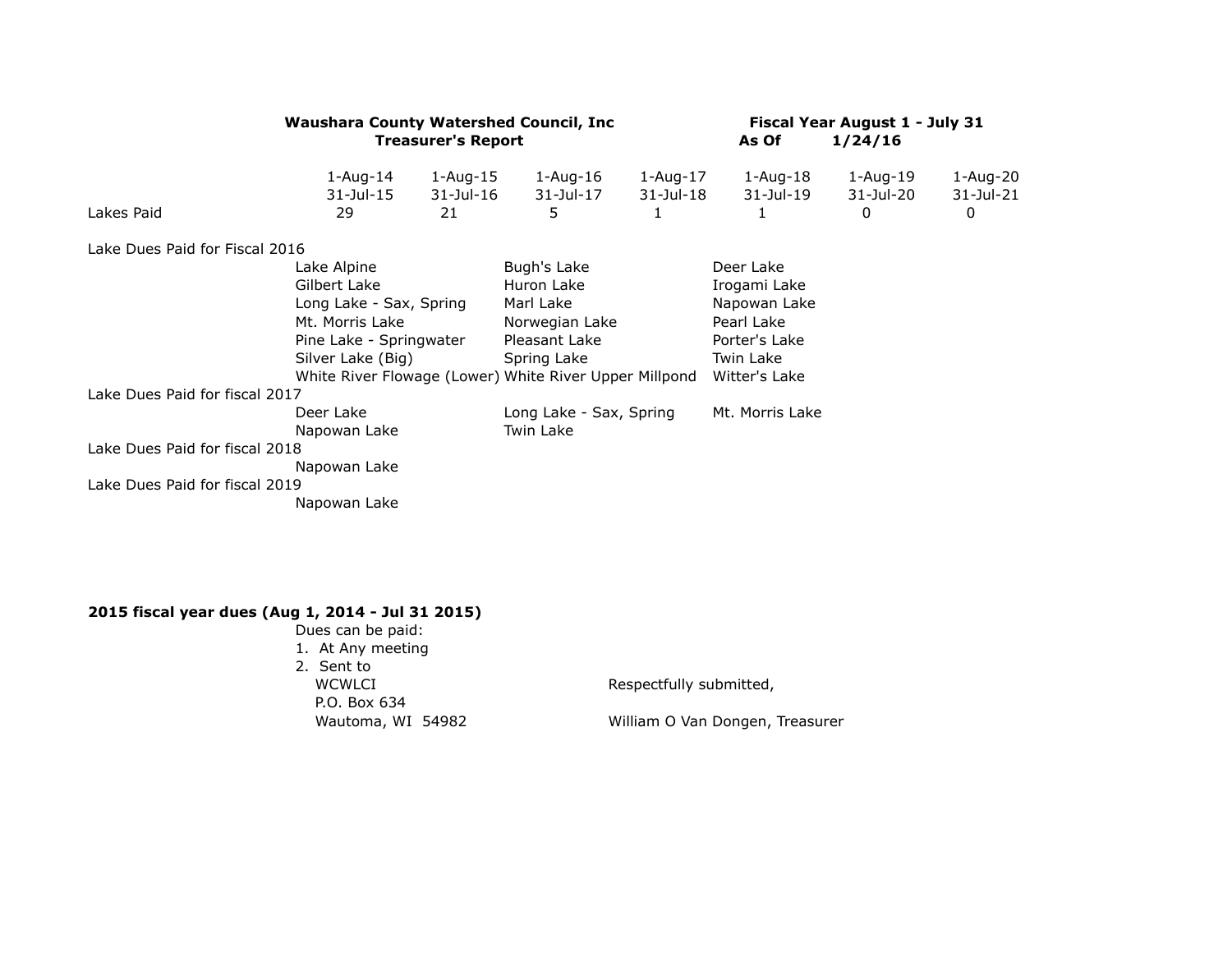**Waushara County Watershed Council, Inc**
**Treasurer's Report**

**Fiscal Year August 1 - July 31**
**As Of 1/24/16**

| | 1-Aug-14 31-Jul-15 | 1-Aug-15 31-Jul-16 | 1-Aug-16 31-Jul-17 | 1-Aug-17 31-Jul-18 | 1-Aug-18 31-Jul-19 | 1-Aug-19 31-Jul-20 | 1-Aug-20 31-Jul-21 |
|---|---|---|---|---|---|---|---|
| Lakes Paid | 29 | 21 | 5 | 1 | 1 | 0 | 0 |

Lake Dues Paid for Fiscal 2016

| | | |
|---|---|---|
| Lake Alpine | Bugh's Lake | Deer Lake |
| Gilbert Lake | Huron Lake | Irogami Lake |
| Long Lake - Sax, Spring | Marl Lake | Napowan Lake |
| Mt. Morris Lake | Norwegian Lake | Pearl Lake |
| Pine Lake - Springwater | Pleasant Lake | Porter's Lake |
| Silver Lake (Big) | Spring Lake | Twin Lake |
| White River Flowage (Lower) | White River Upper Millpond | Witter's Lake |

Lake Dues Paid for fiscal 2017

| | | |
|---|---|---|
| Deer Lake | Long Lake - Sax, Spring | Mt. Morris Lake |
| Napowan Lake | Twin Lake | |

Lake Dues Paid for fiscal 2018

Napowan Lake

Lake Dues Paid for fiscal 2019

Napowan Lake

**2015 fiscal year dues (Aug 1, 2014 - Jul 31 2015)**

Dues can be paid:

1. At Any meeting
2. Sent to
   WCWLCI
   P.O. Box 634
   Wautoma, WI 54982

Respectfully submitted,

William O Van Dongen, Treasurer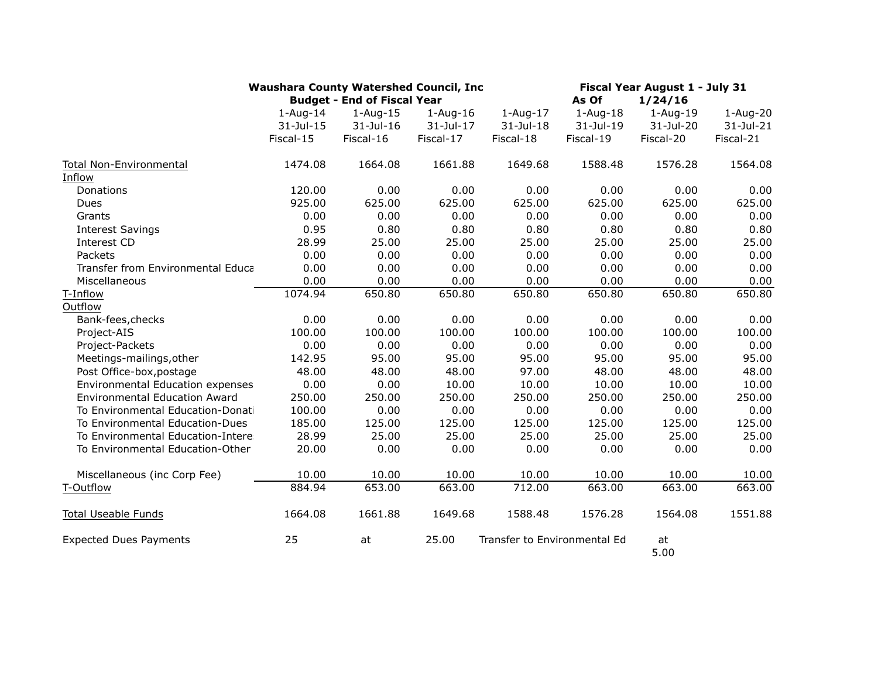**Waushara County Watershed Council, Inc** | **Fiscal Year August 1 - July 31**

**Budget - End of Fiscal Year** | **As Of 1/24/16**

| | 1-Aug-14<br>31-Jul-15<br>Fiscal-15 | 1-Aug-15<br>31-Jul-16<br>Fiscal-16 | 1-Aug-16<br>31-Jul-17<br>Fiscal-17 | 1-Aug-17<br>31-Jul-18<br>Fiscal-18 | 1-Aug-18<br>31-Jul-19<br>Fiscal-19 | 1-Aug-19<br>31-Jul-20<br>Fiscal-20 | 1-Aug-20<br>31-Jul-21<br>Fiscal-21 |
|---|---|---|---|---|---|---|---|
| Total Non-Environmental | 1474.08 | 1664.08 | 1661.88 | 1649.68 | 1588.48 | 1576.28 | 1564.08 |
| Inflow | | | | | | | |
| Donations | 120.00 | 0.00 | 0.00 | 0.00 | 0.00 | 0.00 | 0.00 |
| Dues | 925.00 | 625.00 | 625.00 | 625.00 | 625.00 | 625.00 | 625.00 |
| Grants | 0.00 | 0.00 | 0.00 | 0.00 | 0.00 | 0.00 | 0.00 |
| Interest Savings | 0.95 | 0.80 | 0.80 | 0.80 | 0.80 | 0.80 | 0.80 |
| Interest CD | 28.99 | 25.00 | 25.00 | 25.00 | 25.00 | 25.00 | 25.00 |
| Packets | 0.00 | 0.00 | 0.00 | 0.00 | 0.00 | 0.00 | 0.00 |
| Transfer from Environmental Educa | 0.00 | 0.00 | 0.00 | 0.00 | 0.00 | 0.00 | 0.00 |
| Miscellaneous | 0.00 | 0.00 | 0.00 | 0.00 | 0.00 | 0.00 | 0.00 |
| T-Inflow | 1074.94 | 650.80 | 650.80 | 650.80 | 650.80 | 650.80 | 650.80 |
| Outflow | | | | | | | |
| Bank-fees,checks | 0.00 | 0.00 | 0.00 | 0.00 | 0.00 | 0.00 | 0.00 |
| Project-AIS | 100.00 | 100.00 | 100.00 | 100.00 | 100.00 | 100.00 | 100.00 |
| Project-Packets | 0.00 | 0.00 | 0.00 | 0.00 | 0.00 | 0.00 | 0.00 |
| Meetings-mailings,other | 142.95 | 95.00 | 95.00 | 95.00 | 95.00 | 95.00 | 95.00 |
| Post Office-box,postage | 48.00 | 48.00 | 48.00 | 97.00 | 48.00 | 48.00 | 48.00 |
| Environmental Education expenses | 0.00 | 0.00 | 10.00 | 10.00 | 10.00 | 10.00 | 10.00 |
| Environmental Education Award | 250.00 | 250.00 | 250.00 | 250.00 | 250.00 | 250.00 | 250.00 |
| To Environmental Education-Donati | 100.00 | 0.00 | 0.00 | 0.00 | 0.00 | 0.00 | 0.00 |
| To Environmental Education-Dues | 185.00 | 125.00 | 125.00 | 125.00 | 125.00 | 125.00 | 125.00 |
| To Environmental Education-Intere | 28.99 | 25.00 | 25.00 | 25.00 | 25.00 | 25.00 | 25.00 |
| To Environmental Education-Other | 20.00 | 0.00 | 0.00 | 0.00 | 0.00 | 0.00 | 0.00 |
| Miscellaneous (inc Corp Fee) | 10.00 | 10.00 | 10.00 | 10.00 | 10.00 | 10.00 | 10.00 |
| T-Outflow | 884.94 | 653.00 | 663.00 | 712.00 | 663.00 | 663.00 | 663.00 |
| Total Useable Funds | 1664.08 | 1661.88 | 1649.68 | 1588.48 | 1576.28 | 1564.08 | 1551.88 |

Expected Dues Payments 25 at 25.00 Transfer to Environmental Ed at 5.00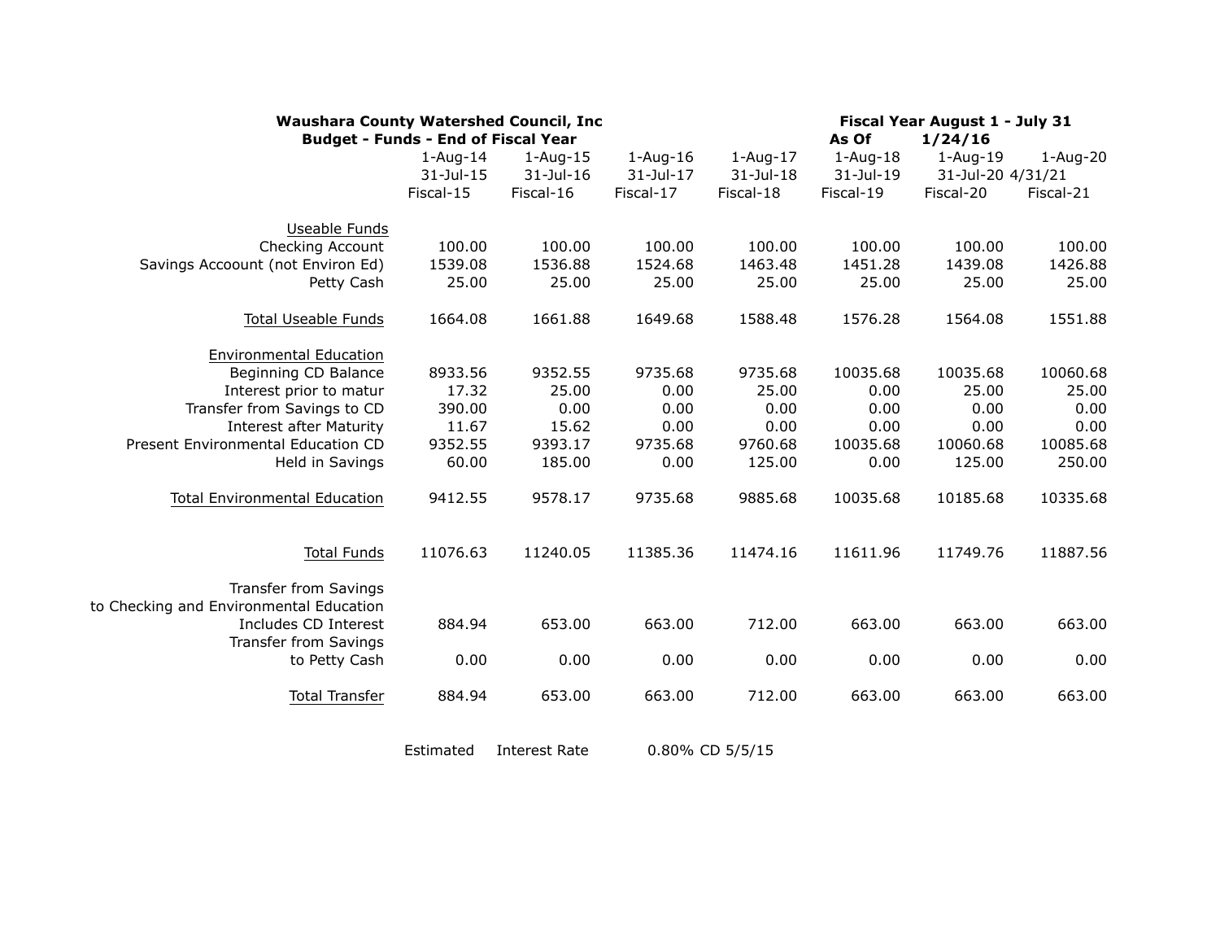**Waushara County Watershed Council, Inc**
**Budget - Funds - End of Fiscal Year**

**Fiscal Year August 1 - July 31**
**As Of 1/24/16**

| | 1-Aug-14 | 1-Aug-15 | 1-Aug-16 | 1-Aug-17 | 1-Aug-18 | 1-Aug-19 | 1-Aug-20 |
|---|---|---|---|---|---|---|---|
| | 31-Jul-15 | 31-Jul-16 | 31-Jul-17 | 31-Jul-18 | 31-Jul-19 | 31-Jul-20 | 4/31/21 |
| | Fiscal-15 | Fiscal-16 | Fiscal-17 | Fiscal-18 | Fiscal-19 | Fiscal-20 | Fiscal-21 |
| Useable Funds | | | | | | | |
| Checking Account | 100.00 | 100.00 | 100.00 | 100.00 | 100.00 | 100.00 | 100.00 |
| Savings Accoount (not Environ Ed) | 1539.08 | 1536.88 | 1524.68 | 1463.48 | 1451.28 | 1439.08 | 1426.88 |
| Petty Cash | 25.00 | 25.00 | 25.00 | 25.00 | 25.00 | 25.00 | 25.00 |
| Total Useable Funds | 1664.08 | 1661.88 | 1649.68 | 1588.48 | 1576.28 | 1564.08 | 1551.88 |
| Environmental Education | | | | | | | |
| Beginning CD Balance | 8933.56 | 9352.55 | 9735.68 | 9735.68 | 10035.68 | 10035.68 | 10060.68 |
| Interest prior to matur | 17.32 | 25.00 | 0.00 | 25.00 | 0.00 | 25.00 | 25.00 |
| Transfer from Savings to CD | 390.00 | 0.00 | 0.00 | 0.00 | 0.00 | 0.00 | 0.00 |
| Interest after Maturity | 11.67 | 15.62 | 0.00 | 0.00 | 0.00 | 0.00 | 0.00 |
| Present Environmental Education CD | 9352.55 | 9393.17 | 9735.68 | 9760.68 | 10035.68 | 10060.68 | 10085.68 |
| Held in Savings | 60.00 | 185.00 | 0.00 | 125.00 | 0.00 | 125.00 | 250.00 |
| Total Environmental Education | 9412.55 | 9578.17 | 9735.68 | 9885.68 | 10035.68 | 10185.68 | 10335.68 |
| Total Funds | 11076.63 | 11240.05 | 11385.36 | 11474.16 | 11611.96 | 11749.76 | 11887.56 |
| Transfer from Savings to Checking and Environmental Education Includes CD Interest | 884.94 | 653.00 | 663.00 | 712.00 | 663.00 | 663.00 | 663.00 |
| Transfer from Savings to Petty Cash | 0.00 | 0.00 | 0.00 | 0.00 | 0.00 | 0.00 | 0.00 |
| Total Transfer | 884.94 | 653.00 | 663.00 | 712.00 | 663.00 | 663.00 | 663.00 |

Estimated Interest Rate 0.80% CD 5/5/15